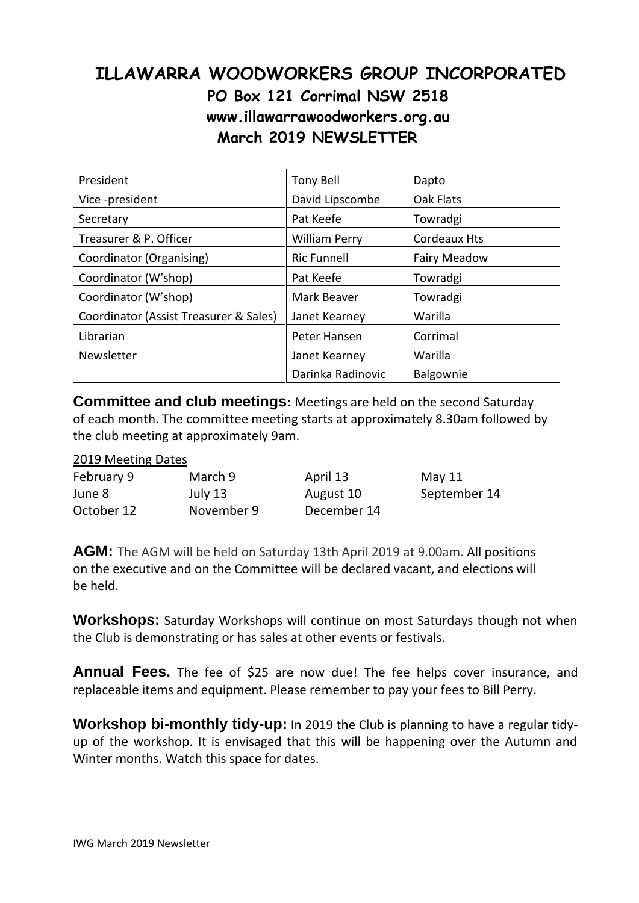# ILLAWARRA WOODWORKERS GROUP INCORPORATED

## PO Box 121 Corrimal NSW 2518

## www.illawarrawoodworkers.org.au

## March 2019 NEWSLETTER

| | | |
|---|---|---|
| President | Tony Bell | Dapto |
| Vice -president | David Lipscombe | Oak Flats |
| Secretary | Pat Keefe | Towradgi |
| Treasurer & P. Officer | William Perry | Cordeaux Hts |
| Coordinator (Organising) | Ric Funnell | Fairy Meadow |
| Coordinator (W'shop) | Pat Keefe | Towradgi |
| Coordinator (W'shop) | Mark Beaver | Towradgi |
| Coordinator (Assist Treasurer & Sales) | Janet Kearney | Warilla |
| Librarian | Peter Hansen | Corrimal |
| Newsletter | Janet Kearney | Warilla |
| | Darinka Radinovic | Balgownie |

**Committee and club meetings:** Meetings are held on the second Saturday of each month. The committee meeting starts at approximately 8.30am followed by the club meeting at approximately 9am.

2019 Meeting Dates

| | | | |
|---|---|---|---|
| February 9 | March 9 | April 13 | May 11 |
| June 8 | July 13 | August 10 | September 14 |
| October 12 | November 9 | December 14 | |

**AGM:** The AGM will be held on Saturday 13th April 2019 at 9.00am. All positions on the executive and on the Committee will be declared vacant, and elections will be held.

**Workshops:** Saturday Workshops will continue on most Saturdays though not when the Club is demonstrating or has sales at other events or festivals.

**Annual Fees.** The fee of $25 are now due! The fee helps cover insurance, and replaceable items and equipment. Please remember to pay your fees to Bill Perry.

**Workshop bi-monthly tidy-up:** In 2019 the Club is planning to have a regular tidy-up of the workshop. It is envisaged that this will be happening over the Autumn and Winter months. Watch this space for dates.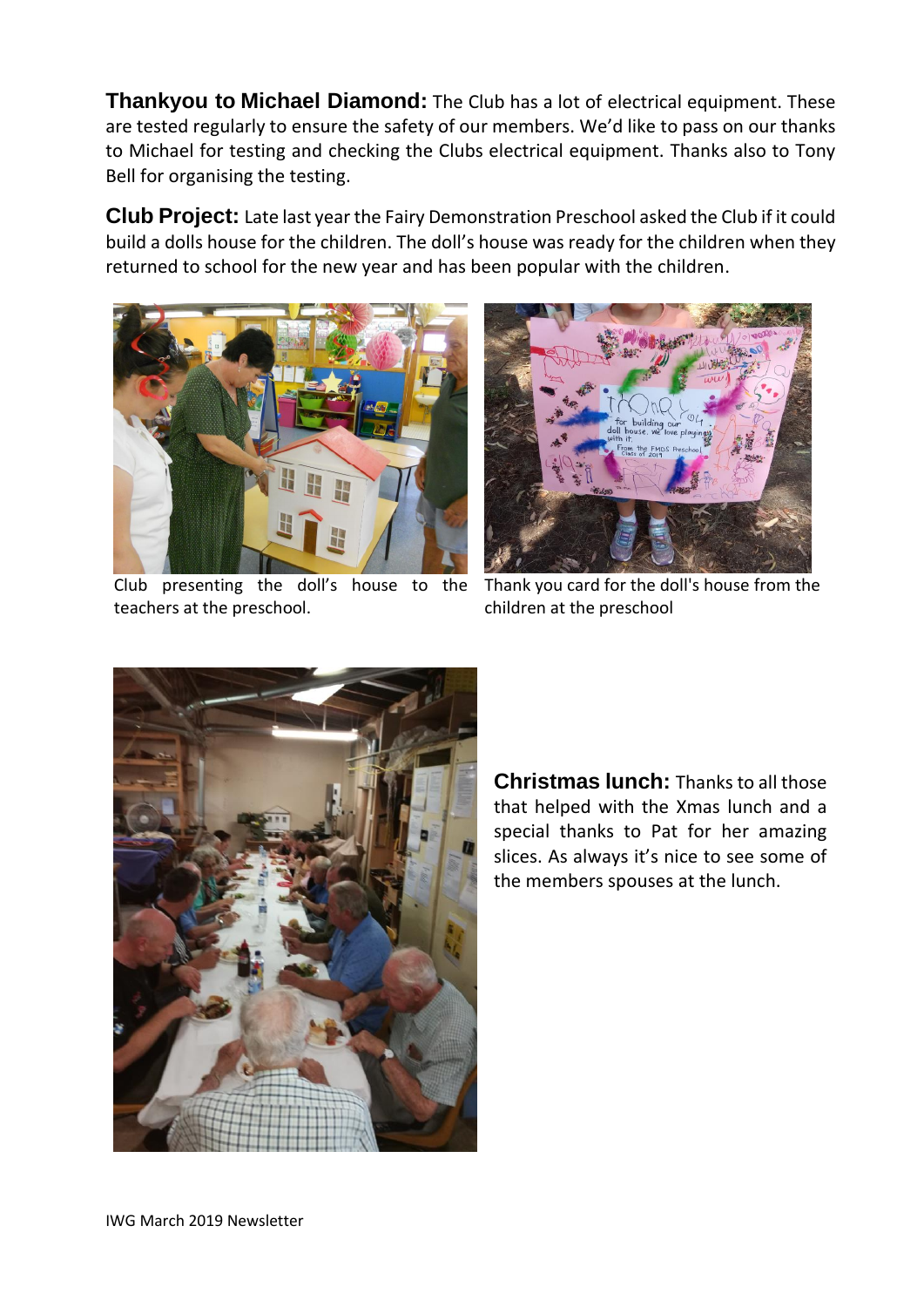**Thankyou to Michael Diamond:** The Club has a lot of electrical equipment. These are tested regularly to ensure the safety of our members. We'd like to pass on our thanks to Michael for testing and checking the Clubs electrical equipment. Thanks also to Tony Bell for organising the testing.

**Club Project:** Late last year the Fairy Demonstration Preschool asked the Club if it could build a dolls house for the children. The doll's house was ready for the children when they returned to school for the new year and has been popular with the children.

Club presenting the doll's house to the teachers at the preschool.

Thank you card for the doll's house from the children at the preschool

**Christmas lunch:** Thanks to all those that helped with the Xmas lunch and a special thanks to Pat for her amazing slices. As always it's nice to see some of the members spouses at the lunch.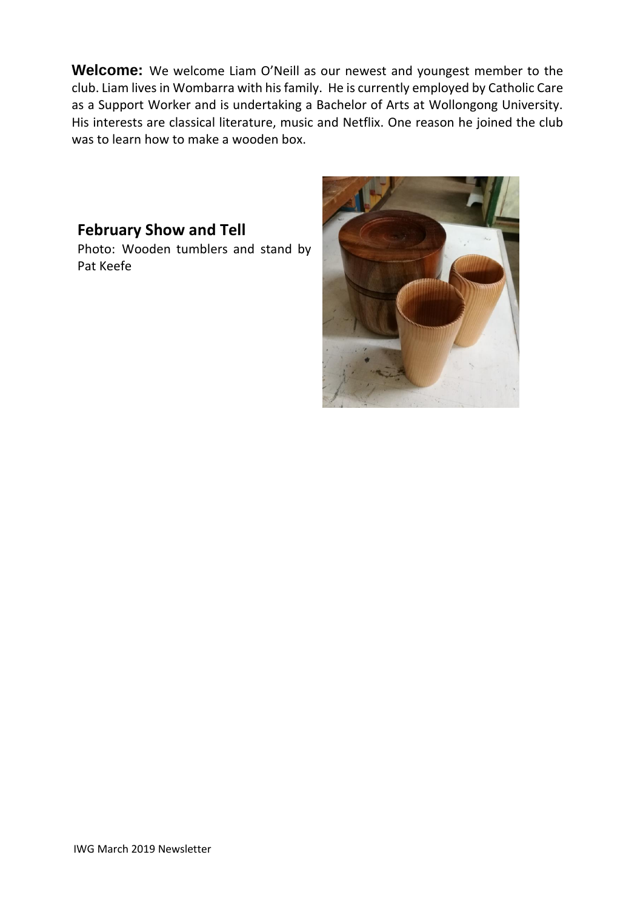**Welcome:** We welcome Liam O'Neill as our newest and youngest member to the club. Liam lives in Wombarra with his family. He is currently employed by Catholic Care as a Support Worker and is undertaking a Bachelor of Arts at Wollongong University. His interests are classical literature, music and Netflix. One reason he joined the club was to learn how to make a wooden box.

## February Show and Tell

Photo: Wooden tumblers and stand by Pat Keefe